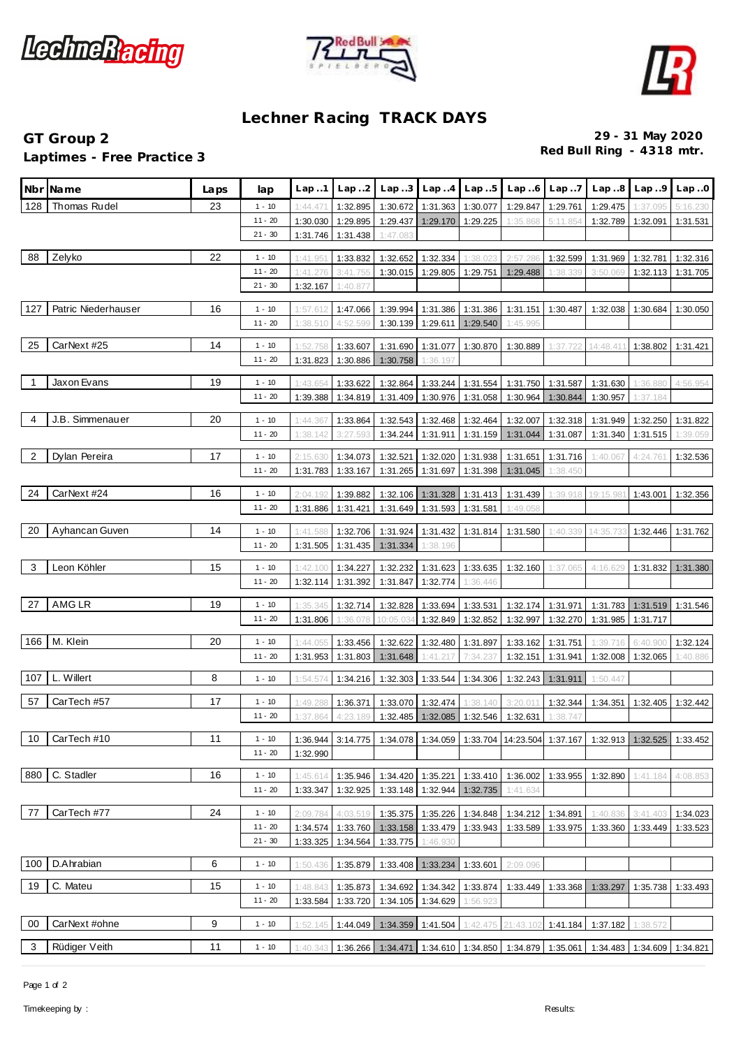# Lechner Racing TRACK DAYS

## GT Group 2

**Laptimes - Free Practice 3**

**29 - 31 May 2020**
**Red Bull Ring - 4318 mtr.**

| Nbr | Name | Laps | lap | Lap..1 | Lap..2 | Lap..3 | Lap..4 | Lap..5 | Lap..6 | Lap..7 | Lap..8 | Lap..9 | Lap..0 |
|---|---|---|---|---|---|---|---|---|---|---|---|---|---|
| 128 | Thomas Rudel | 23 | 1 - 10 | 1:44.471 | 1:32.895 | 1:30.672 | 1:31.363 | 1:30.077 | 1:29.847 | 1:29.761 | 1:29.475 | 1:37.095 | 5:16.230 |
| | | | 11 - 20 | 1:30.030 | 1:29.895 | 1:29.437 | 1:29.170 | 1:29.225 | 1:35.868 | 5:11.854 | 1:32.789 | 1:32.091 | 1:31.531 |
| | | | 21 - 30 | 1:31.746 | 1:31.438 | 1:47.083 | | | | | | | |
| 88 | Zelyko | 22 | 1 - 10 | 1:41.951 | 1:33.832 | 1:32.652 | 1:32.334 | 1:38.023 | 2:57.286 | 1:32.599 | 1:31.969 | 1:32.781 | 1:32.316 |
| | | | 11 - 20 | 1:41.276 | 3:41.755 | 1:30.015 | 1:29.805 | 1:29.751 | 1:29.488 | 1:38.339 | 3:50.069 | 1:32.113 | 1:31.705 |
| | | | 21 - 30 | 1:32.167 | 1:40.877 | | | | | | | | |
| 127 | Patric Niederhauser | 16 | 1 - 10 | 1:57.612 | 1:47.066 | 1:39.994 | 1:31.386 | 1:31.386 | 1:31.151 | 1:30.487 | 1:32.038 | 1:30.684 | 1:30.050 |
| | | | 11 - 20 | 1:38.510 | 4:52.599 | 1:30.139 | 1:29.611 | 1:29.540 | 1:45.995 | | | | |
| 25 | CarNext #25 | 14 | 1 - 10 | 1:52.758 | 1:33.607 | 1:31.690 | 1:31.077 | 1:30.870 | 1:30.889 | 1:37.722 | 14:48.411 | 1:38.802 | 1:31.421 |
| | | | 11 - 20 | 1:31.823 | 1:30.886 | 1:30.758 | 1:36.197 | | | | | | |
| 1 | Jaxon Evans | 19 | 1 - 10 | 1:43.654 | 1:33.622 | 1:32.864 | 1:33.244 | 1:31.554 | 1:31.750 | 1:31.587 | 1:31.630 | 1:36.880 | 4:56.954 |
| | | | 11 - 20 | 1:39.388 | 1:34.819 | 1:31.409 | 1:30.976 | 1:31.058 | 1:30.964 | 1:30.844 | 1:30.957 | 1:37.184 | |
| 4 | J.B. Simmenauer | 20 | 1 - 10 | 1:44.367 | 1:33.864 | 1:32.543 | 1:32.468 | 1:32.464 | 1:32.007 | 1:32.318 | 1:31.949 | 1:32.250 | 1:31.822 |
| | | | 11 - 20 | 1:38.142 | 3:27.593 | 1:34.244 | 1:31.911 | 1:31.159 | 1:31.044 | 1:31.087 | 1:31.340 | 1:31.515 | 1:39.059 |
| 2 | Dylan Pereira | 17 | 1 - 10 | 2:15.630 | 1:34.073 | 1:32.521 | 1:32.020 | 1:31.938 | 1:31.651 | 1:31.716 | 1:40.067 | 4:24.761 | 1:32.536 |
| | | | 11 - 20 | 1:31.783 | 1:33.167 | 1:31.265 | 1:31.697 | 1:31.398 | 1:31.045 | 1:38.450 | | | |
| 24 | CarNext #24 | 16 | 1 - 10 | 2:04.192 | 1:39.882 | 1:32.106 | 1:31.328 | 1:31.413 | 1:31.439 | 1:39.918 | 19:15.981 | 1:43.001 | 1:32.356 |
| | | | 11 - 20 | 1:31.886 | 1:31.421 | 1:31.649 | 1:31.593 | 1:31.581 | 1:49.058 | | | | |
| 20 | Ayhancan Guven | 14 | 1 - 10 | 1:41.588 | 1:32.706 | 1:31.924 | 1:31.432 | 1:31.814 | 1:31.580 | 1:40.339 | 14:35.733 | 1:32.446 | 1:31.762 |
| | | | 11 - 20 | 1:31.505 | 1:31.435 | 1:31.334 | 1:38.196 | | | | | | |
| 3 | Leon Köhler | 15 | 1 - 10 | 1:42.100 | 1:34.227 | 1:32.232 | 1:31.623 | 1:33.635 | 1:32.160 | 1:37.065 | 4:16.629 | 1:31.832 | 1:31.380 |
| | | | 11 - 20 | 1:32.114 | 1:31.392 | 1:31.847 | 1:32.774 | 1:36.446 | | | | | |
| 27 | AMG LR | 19 | 1 - 10 | 1:35.345 | 1:32.714 | 1:32.828 | 1:33.694 | 1:33.531 | 1:32.174 | 1:31.971 | 1:31.783 | 1:31.519 | 1:31.546 |
| | | | 11 - 20 | 1:31.806 | 1:36.078 | 10:05.034 | 1:32.849 | 1:32.852 | 1:32.997 | 1:32.270 | 1:31.985 | 1:31.717 | |
| 166 | M. Klein | 20 | 1 - 10 | 1:44.055 | 1:33.456 | 1:32.622 | 1:32.480 | 1:31.897 | 1:33.162 | 1:31.751 | 1:39.716 | 6:40.900 | 1:32.124 |
| | | | 11 - 20 | 1:31.953 | 1:31.803 | 1:31.648 | 1:41.217 | 7:34.237 | 1:32.151 | 1:31.941 | 1:32.008 | 1:32.065 | 1:40.886 |
| 107 | L. Willert | 8 | 1 - 10 | 1:54.574 | 1:34.216 | 1:32.303 | 1:33.544 | 1:34.306 | 1:32.243 | 1:31.911 | 1:50.447 | | |
| 57 | CarTech #57 | 17 | 1 - 10 | 1:49.288 | 1:36.371 | 1:33.070 | 1:32.474 | 1:38.140 | 3:20.011 | 1:32.344 | 1:34.351 | 1:32.405 | 1:32.442 |
| | | | 11 - 20 | 1:37.864 | 4:23.189 | 1:32.485 | 1:32.085 | 1:32.546 | 1:32.631 | 1:38.747 | | | |
| 10 | CarTech #10 | 11 | 1 - 10 | 1:36.944 | 3:14.775 | 1:34.078 | 1:34.059 | 1:33.704 | 14:23.504 | 1:37.167 | 1:32.913 | 1:32.525 | 1:33.452 |
| | | | 11 - 20 | 1:32.990 | | | | | | | | | |
| 880 | C. Stadler | 16 | 1 - 10 | 1:45.614 | 1:35.946 | 1:34.420 | 1:35.221 | 1:33.410 | 1:36.002 | 1:33.955 | 1:32.890 | 1:41.184 | 4:08.853 |
| | | | 11 - 20 | 1:33.347 | 1:32.925 | 1:33.148 | 1:32.944 | 1:32.735 | 1:41.634 | | | | |
| 77 | CarTech #77 | 24 | 1 - 10 | 2:09.784 | 4:03.519 | 1:35.375 | 1:35.226 | 1:34.848 | 1:34.212 | 1:34.891 | 1:40.836 | 3:41.403 | 1:34.023 |
| | | | 11 - 20 | 1:34.574 | 1:33.760 | 1:33.158 | 1:33.479 | 1:33.943 | 1:33.589 | 1:33.975 | 1:33.360 | 1:33.449 | 1:33.523 |
| | | | 21 - 30 | 1:33.325 | 1:34.564 | 1:33.775 | 1:46.930 | | | | | | |
| 100 | D.Ahrabian | 6 | 1 - 10 | 1:50.436 | 1:35.879 | 1:33.408 | 1:33.234 | 1:33.601 | 2:09.096 | | | | |
| 19 | C. Mateu | 15 | 1 - 10 | 1:48.843 | 1:35.873 | 1:34.692 | 1:34.342 | 1:33.874 | 1:33.449 | 1:33.368 | 1:33.297 | 1:35.738 | 1:33.493 |
| | | | 11 - 20 | 1:33.584 | 1:33.720 | 1:34.105 | 1:34.629 | 1:56.923 | | | | | |
| 00 | CarNext #ohne | 9 | 1 - 10 | 1:52.145 | 1:44.049 | 1:34.359 | 1:41.504 | 1:42.475 | 21:43.102 | 1:41.184 | 1:37.182 | 1:38.572 | |
| 3 | Rüdiger Veith | 11 | 1 - 10 | 1:40.343 | 1:36.266 | 1:34.471 | 1:34.610 | 1:34.850 | 1:34.879 | 1:35.061 | 1:34.483 | 1:34.609 | 1:34.821 |

Timekeeping by :

Results: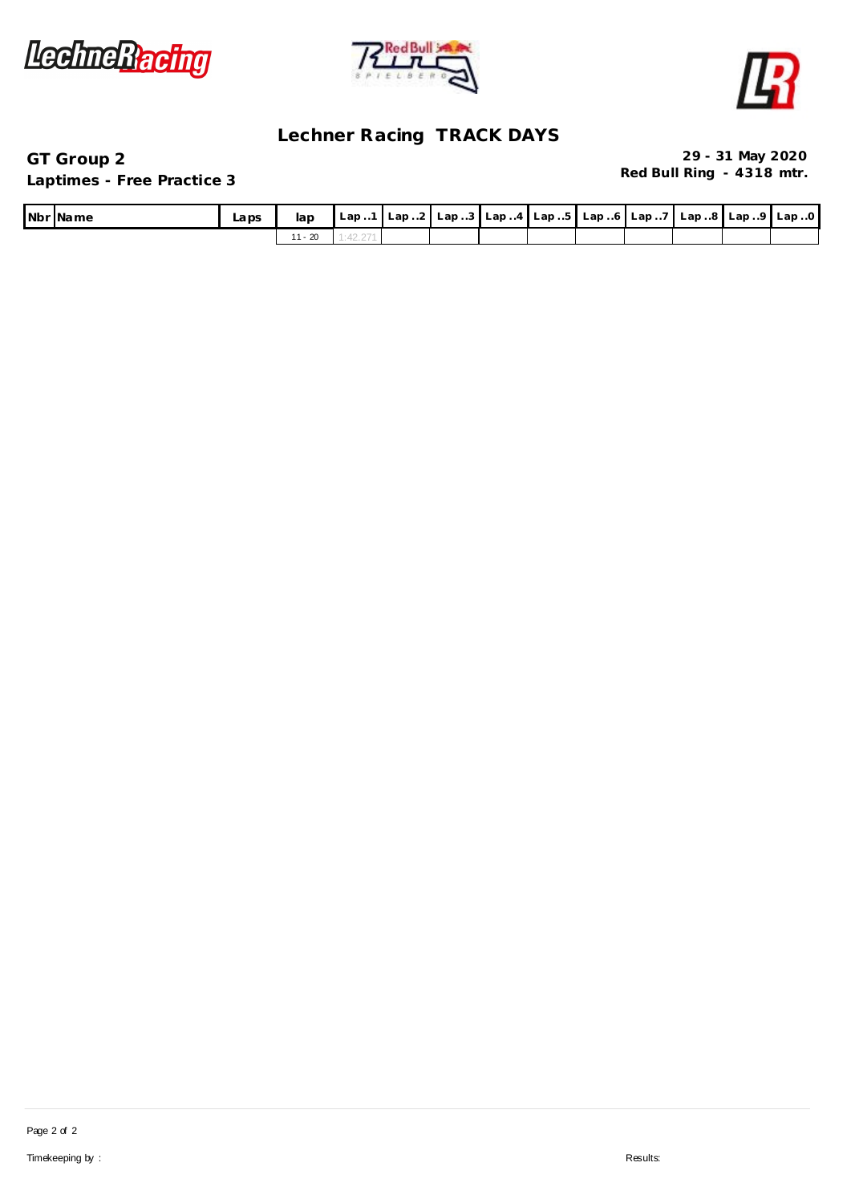## Lechner Racing TRACK DAYS

**GT Group 2**
**Laptimes - Free Practice 3**

**29 - 31 May 2020**
**Red Bull Ring - 4318 mtr.**

| Nbr | Name | Laps | lap | Lap ..1 | Lap ..2 | Lap ..3 | Lap ..4 | Lap ..5 | Lap ..6 | Lap ..7 | Lap ..8 | Lap ..9 | Lap ..0 |
|---|---|---|---|---|---|---|---|---|---|---|---|---|---|
| | | | 11 - 20 | 1:42.271 | | | | | | | | | |

Timekeeping by :

Results: